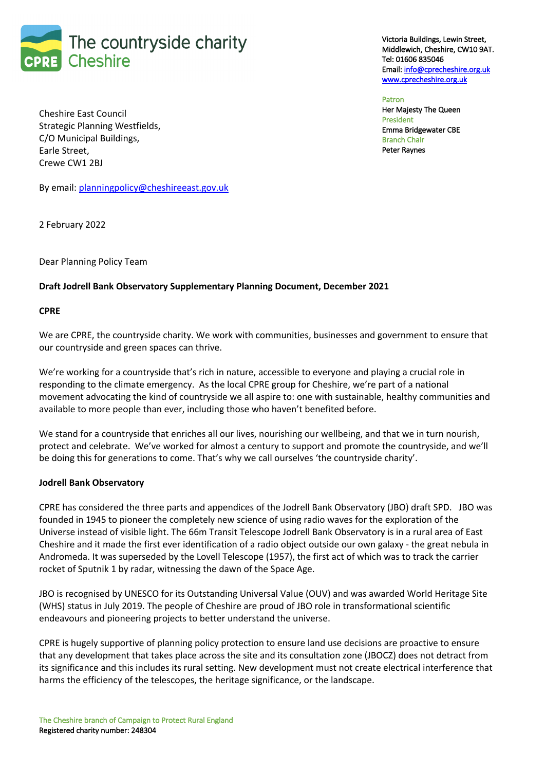The countryside charity
Cheshire

Victoria Buildings, Lewin Street,
Middlewich, Cheshire, CW10 9AT.
Tel: 01606 835046
Email: info@cprecheshire.org.uk
www.cprecheshire.org.uk

Patron
Her Majesty The Queen
President
Emma Bridgewater CBE
Branch Chair
Peter Raynes

Cheshire East Council
Strategic Planning Westfields,
C/O Municipal Buildings,
Earle Street,
Crewe CW1 2BJ

By email: planningpolicy@cheshireeast.gov.uk

2 February 2022

Dear Planning Policy Team

**Draft Jodrell Bank Observatory Supplementary Planning Document, December 2021**

**CPRE**

We are CPRE, the countryside charity. We work with communities, businesses and government to ensure that our countryside and green spaces can thrive.

We're working for a countryside that's rich in nature, accessible to everyone and playing a crucial role in responding to the climate emergency. As the local CPRE group for Cheshire, we're part of a national movement advocating the kind of countryside we all aspire to: one with sustainable, healthy communities and available to more people than ever, including those who haven't benefited before.

We stand for a countryside that enriches all our lives, nourishing our wellbeing, and that we in turn nourish, protect and celebrate. We've worked for almost a century to support and promote the countryside, and we'll be doing this for generations to come. That's why we call ourselves 'the countryside charity'.

**Jodrell Bank Observatory**

CPRE has considered the three parts and appendices of the Jodrell Bank Observatory (JBO) draft SPD. JBO was founded in 1945 to pioneer the completely new science of using radio waves for the exploration of the Universe instead of visible light. The 66m Transit Telescope Jodrell Bank Observatory is in a rural area of East Cheshire and it made the first ever identification of a radio object outside our own galaxy - the great nebula in Andromeda. It was superseded by the Lovell Telescope (1957), the first act of which was to track the carrier rocket of Sputnik 1 by radar, witnessing the dawn of the Space Age.

JBO is recognised by UNESCO for its Outstanding Universal Value (OUV) and was awarded World Heritage Site (WHS) status in July 2019. The people of Cheshire are proud of JBO role in transformational scientific endeavours and pioneering projects to better understand the universe.

CPRE is hugely supportive of planning policy protection to ensure land use decisions are proactive to ensure that any development that takes place across the site and its consultation zone (JBOCZ) does not detract from its significance and this includes its rural setting. New development must not create electrical interference that harms the efficiency of the telescopes, the heritage significance, or the landscape.

The Cheshire branch of Campaign to Protect Rural England
Registered charity number: 248304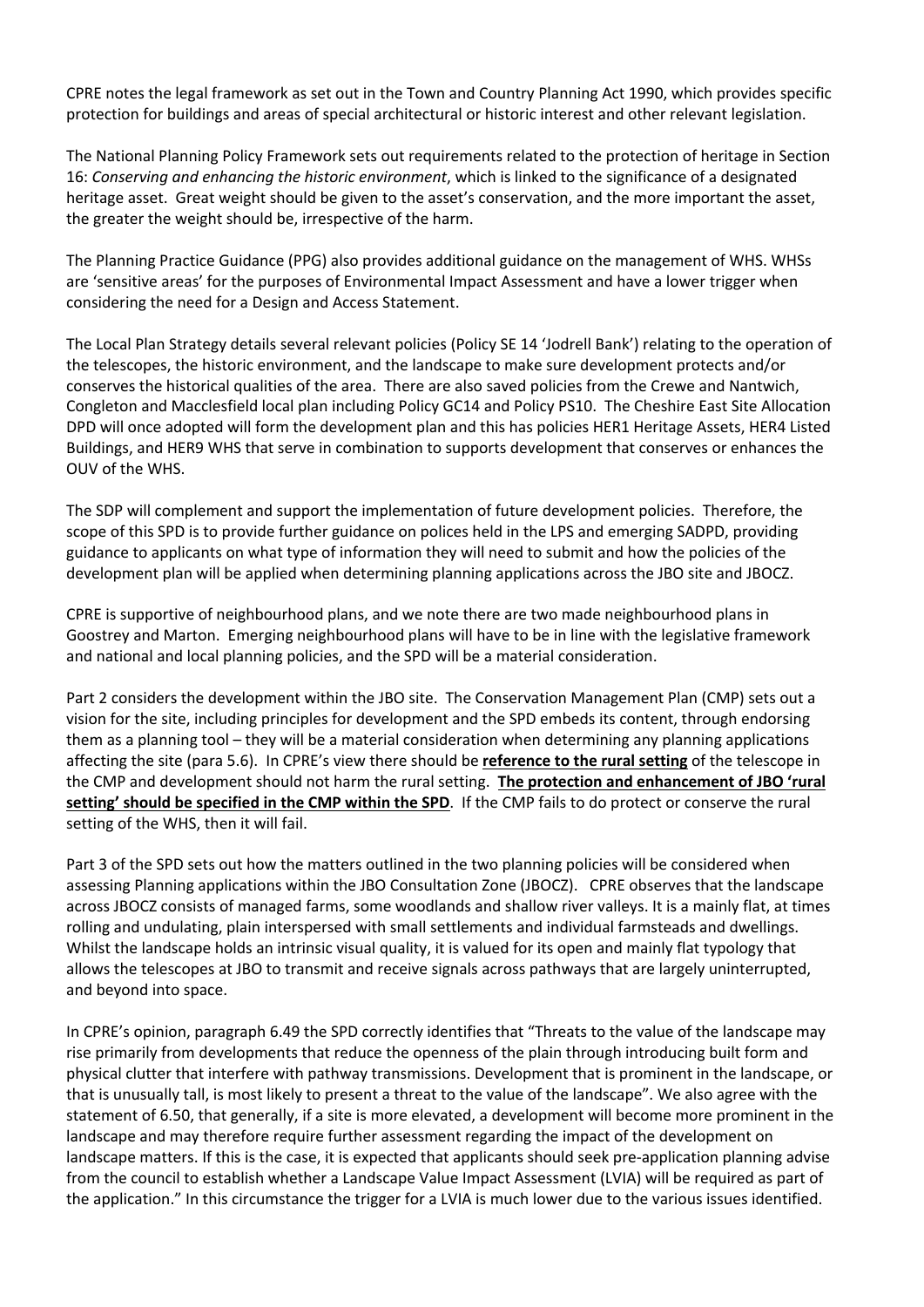CPRE notes the legal framework as set out in the Town and Country Planning Act 1990, which provides specific protection for buildings and areas of special architectural or historic interest and other relevant legislation.

The National Planning Policy Framework sets out requirements related to the protection of heritage in Section 16: *Conserving and enhancing the historic environment*, which is linked to the significance of a designated heritage asset. Great weight should be given to the asset's conservation, and the more important the asset, the greater the weight should be, irrespective of the harm.

The Planning Practice Guidance (PPG) also provides additional guidance on the management of WHS. WHSs are 'sensitive areas' for the purposes of Environmental Impact Assessment and have a lower trigger when considering the need for a Design and Access Statement.

The Local Plan Strategy details several relevant policies (Policy SE 14 'Jodrell Bank') relating to the operation of the telescopes, the historic environment, and the landscape to make sure development protects and/or conserves the historical qualities of the area. There are also saved policies from the Crewe and Nantwich, Congleton and Macclesfield local plan including Policy GC14 and Policy PS10. The Cheshire East Site Allocation DPD will once adopted will form the development plan and this has policies HER1 Heritage Assets, HER4 Listed Buildings, and HER9 WHS that serve in combination to supports development that conserves or enhances the OUV of the WHS.

The SDP will complement and support the implementation of future development policies. Therefore, the scope of this SPD is to provide further guidance on polices held in the LPS and emerging SADPD, providing guidance to applicants on what type of information they will need to submit and how the policies of the development plan will be applied when determining planning applications across the JBO site and JBOCZ.

CPRE is supportive of neighbourhood plans, and we note there are two made neighbourhood plans in Goostrey and Marton. Emerging neighbourhood plans will have to be in line with the legislative framework and national and local planning policies, and the SPD will be a material consideration.

Part 2 considers the development within the JBO site. The Conservation Management Plan (CMP) sets out a vision for the site, including principles for development and the SPD embeds its content, through endorsing them as a planning tool – they will be a material consideration when determining any planning applications affecting the site (para 5.6). In CPRE's view there should be **reference to the rural setting** of the telescope in the CMP and development should not harm the rural setting. **The protection and enhancement of JBO 'rural setting' should be specified in the CMP within the SPD**. If the CMP fails to do protect or conserve the rural setting of the WHS, then it will fail.

Part 3 of the SPD sets out how the matters outlined in the two planning policies will be considered when assessing Planning applications within the JBO Consultation Zone (JBOCZ). CPRE observes that the landscape across JBOCZ consists of managed farms, some woodlands and shallow river valleys. It is a mainly flat, at times rolling and undulating, plain interspersed with small settlements and individual farmsteads and dwellings. Whilst the landscape holds an intrinsic visual quality, it is valued for its open and mainly flat typology that allows the telescopes at JBO to transmit and receive signals across pathways that are largely uninterrupted, and beyond into space.

In CPRE's opinion, paragraph 6.49 the SPD correctly identifies that "Threats to the value of the landscape may rise primarily from developments that reduce the openness of the plain through introducing built form and physical clutter that interfere with pathway transmissions. Development that is prominent in the landscape, or that is unusually tall, is most likely to present a threat to the value of the landscape". We also agree with the statement of 6.50, that generally, if a site is more elevated, a development will become more prominent in the landscape and may therefore require further assessment regarding the impact of the development on landscape matters. If this is the case, it is expected that applicants should seek pre-application planning advise from the council to establish whether a Landscape Value Impact Assessment (LVIA) will be required as part of the application." In this circumstance the trigger for a LVIA is much lower due to the various issues identified.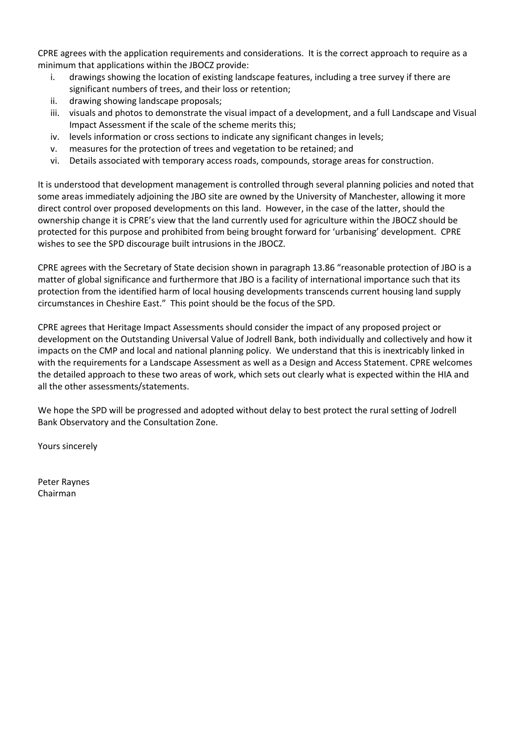CPRE agrees with the application requirements and considerations. It is the correct approach to require as a minimum that applications within the JBOCZ provide:

i. drawings showing the location of existing landscape features, including a tree survey if there are significant numbers of trees, and their loss or retention;
ii. drawing showing landscape proposals;
iii. visuals and photos to demonstrate the visual impact of a development, and a full Landscape and Visual Impact Assessment if the scale of the scheme merits this;
iv. levels information or cross sections to indicate any significant changes in levels;
v. measures for the protection of trees and vegetation to be retained; and
vi. Details associated with temporary access roads, compounds, storage areas for construction.

It is understood that development management is controlled through several planning policies and noted that some areas immediately adjoining the JBO site are owned by the University of Manchester, allowing it more direct control over proposed developments on this land. However, in the case of the latter, should the ownership change it is CPRE's view that the land currently used for agriculture within the JBOCZ should be protected for this purpose and prohibited from being brought forward for 'urbanising' development. CPRE wishes to see the SPD discourage built intrusions in the JBOCZ.

CPRE agrees with the Secretary of State decision shown in paragraph 13.86 "reasonable protection of JBO is a matter of global significance and furthermore that JBO is a facility of international importance such that its protection from the identified harm of local housing developments transcends current housing land supply circumstances in Cheshire East." This point should be the focus of the SPD.

CPRE agrees that Heritage Impact Assessments should consider the impact of any proposed project or development on the Outstanding Universal Value of Jodrell Bank, both individually and collectively and how it impacts on the CMP and local and national planning policy. We understand that this is inextricably linked in with the requirements for a Landscape Assessment as well as a Design and Access Statement. CPRE welcomes the detailed approach to these two areas of work, which sets out clearly what is expected within the HIA and all the other assessments/statements.

We hope the SPD will be progressed and adopted without delay to best protect the rural setting of Jodrell Bank Observatory and the Consultation Zone.

Yours sincerely

Peter Raynes
Chairman